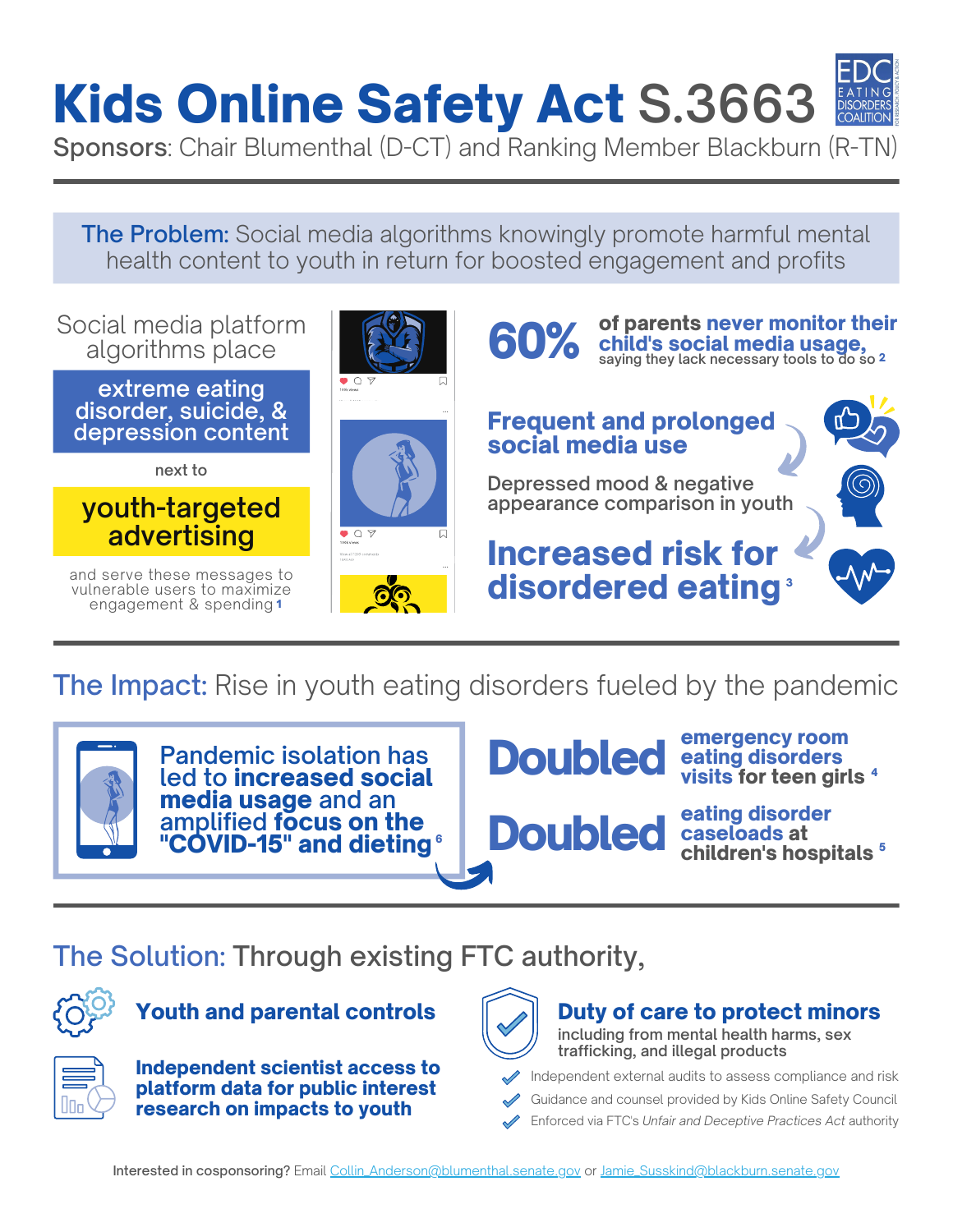# Kids Online Safety Act S.3663

**Sponsors**: Chair Blumenthal (D-CT) and Ranking Member Blackburn (R-TN)

EDC EATING DISORDERS COALITION

**The Problem:** Social media algorithms knowingly promote harmful mental health content to youth in return for boosted engagement and profits

Social media platform algorithms place **extreme eating disorder, suicide, & depression content** next to **youth-targeted advertising** and serve these messages to vulnerable users to maximize engagement & spending [1]

**60%** of parents **never monitor their child's social media usage**, saying they lack necessary tools to do so [2]

**Frequent and prolonged social media use** → Depressed mood & negative appearance comparison in youth → **Increased risk for disordered eating** [3]

## The Impact: Rise in youth eating disorders fueled by the pandemic

Pandemic isolation has led to **increased social media usage** and an amplified **focus on the "COVID-15" and dieting** [6]

**Doubled** emergency room eating disorders visits for teen girls [4]

**Doubled** eating disorder caseloads at children's hospitals [5]

## The Solution: Through existing FTC authority,

**Youth and parental controls**

**Independent scientist access to platform data for public interest research on impacts to youth**

**Duty of care to protect minors** including from mental health harms, sex trafficking, and illegal products

- Independent external audits to assess compliance and risk
- Guidance and counsel provided by Kids Online Safety Council
- Enforced via FTC's *Unfair and Deceptive Practices Act* authority

Interested in cosponsoring? Email Collin_Anderson@blumenthal.senate.gov or Jamie_Susskind@blackburn.senate.gov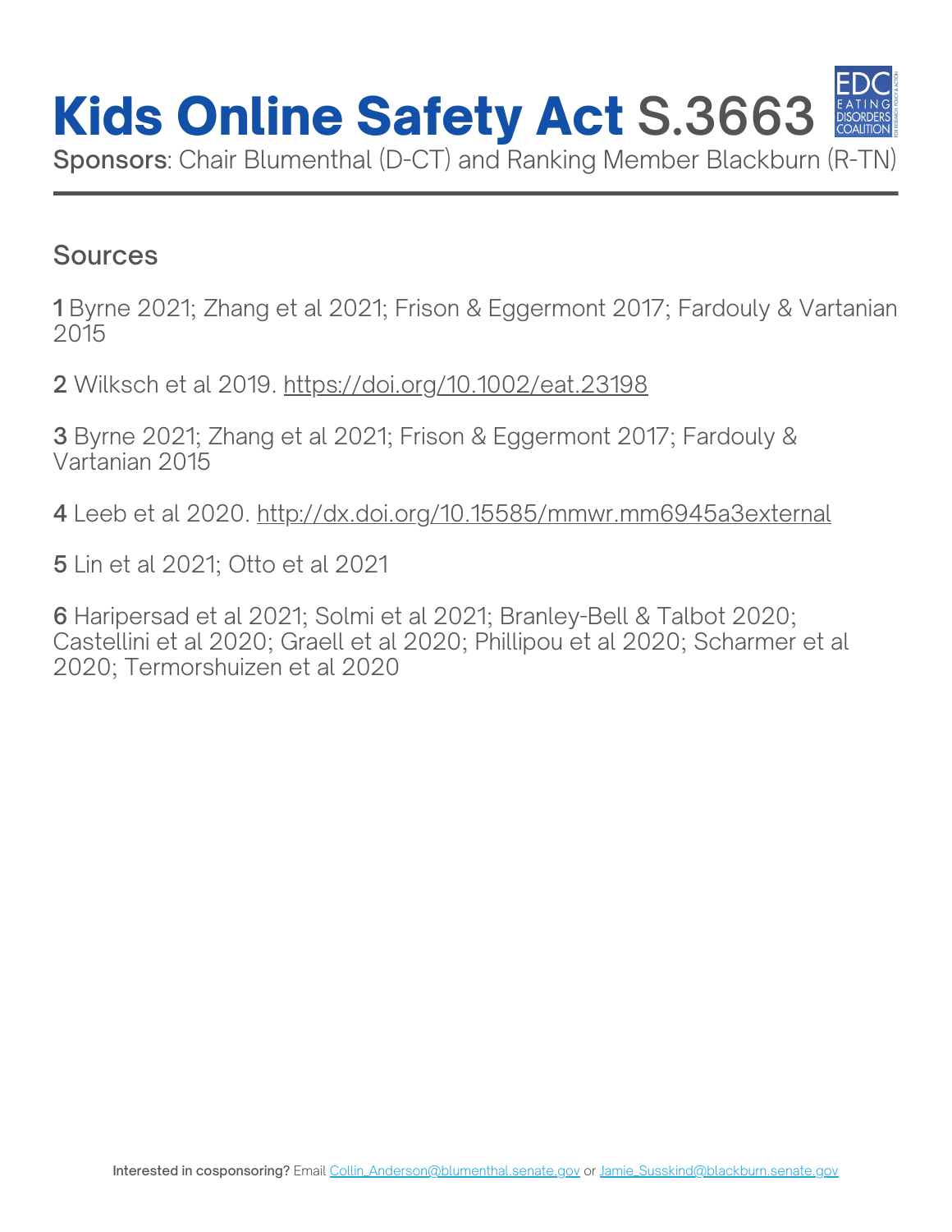# **Kids Online Safety Act** S.3663

**Sponsors**: Chair Blumenthal (D-CT) and Ranking Member Blackburn (R-TN)

## Sources

**1** Byrne 2021; Zhang et al 2021; Frison & Eggermont 2017; Fardouly & Vartanian 2015

**2** Wilksch et al 2019. https://doi.org/10.1002/eat.23198

**3** Byrne 2021; Zhang et al 2021; Frison & Eggermont 2017; Fardouly & Vartanian 2015

**4** Leeb et al 2020. http://dx.doi.org/10.15585/mmwr.mm6945a3external

**5** Lin et al 2021; Otto et al 2021

**6** Haripersad et al 2021; Solmi et al 2021; Branley-Bell & Talbot 2020; Castellini et al 2020; Graell et al 2020; Phillipou et al 2020; Scharmer et al 2020; Termorshuizen et al 2020

**Interested in cosponsoring?** Email Collin_Anderson@blumenthal.senate.gov or Jamie_Susskind@blackburn.senate.gov